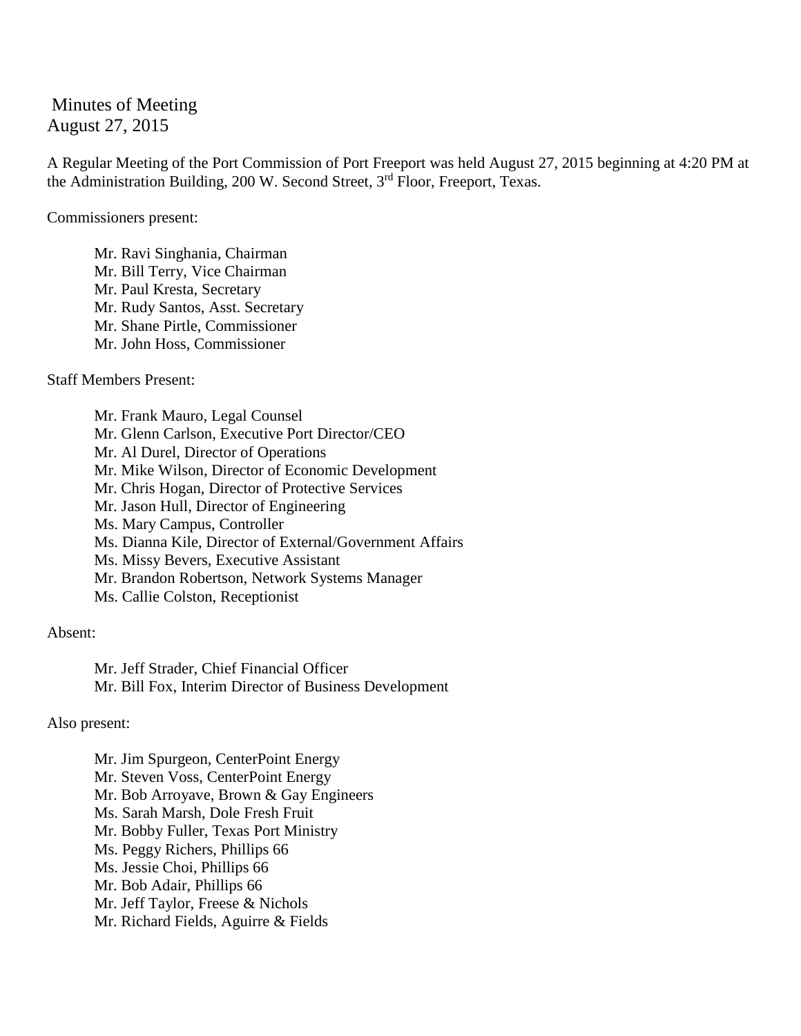# Minutes of Meeting
August 27, 2015

A Regular Meeting of the Port Commission of Port Freeport was held August 27, 2015 beginning at 4:20 PM at the Administration Building, 200 W. Second Street, 3rd Floor, Freeport, Texas.

Commissioners present:

- Mr. Ravi Singhania, Chairman
- Mr. Bill Terry, Vice Chairman
- Mr. Paul Kresta, Secretary
- Mr. Rudy Santos, Asst. Secretary
- Mr. Shane Pirtle, Commissioner
- Mr. John Hoss, Commissioner

Staff Members Present:

- Mr. Frank Mauro, Legal Counsel
- Mr. Glenn Carlson, Executive Port Director/CEO
- Mr. Al Durel, Director of Operations
- Mr. Mike Wilson, Director of Economic Development
- Mr. Chris Hogan, Director of Protective Services
- Mr. Jason Hull, Director of Engineering
- Ms. Mary Campus, Controller
- Ms. Dianna Kile, Director of External/Government Affairs
- Ms. Missy Bevers, Executive Assistant
- Mr. Brandon Robertson, Network Systems Manager
- Ms. Callie Colston, Receptionist

Absent:

- Mr. Jeff Strader, Chief Financial Officer
- Mr. Bill Fox, Interim Director of Business Development

Also present:

- Mr. Jim Spurgeon, CenterPoint Energy
- Mr. Steven Voss, CenterPoint Energy
- Mr. Bob Arroyave, Brown & Gay Engineers
- Ms. Sarah Marsh, Dole Fresh Fruit
- Mr. Bobby Fuller, Texas Port Ministry
- Ms. Peggy Richers, Phillips 66
- Ms. Jessie Choi, Phillips 66
- Mr. Bob Adair, Phillips 66
- Mr. Jeff Taylor, Freese & Nichols
- Mr. Richard Fields, Aguirre & Fields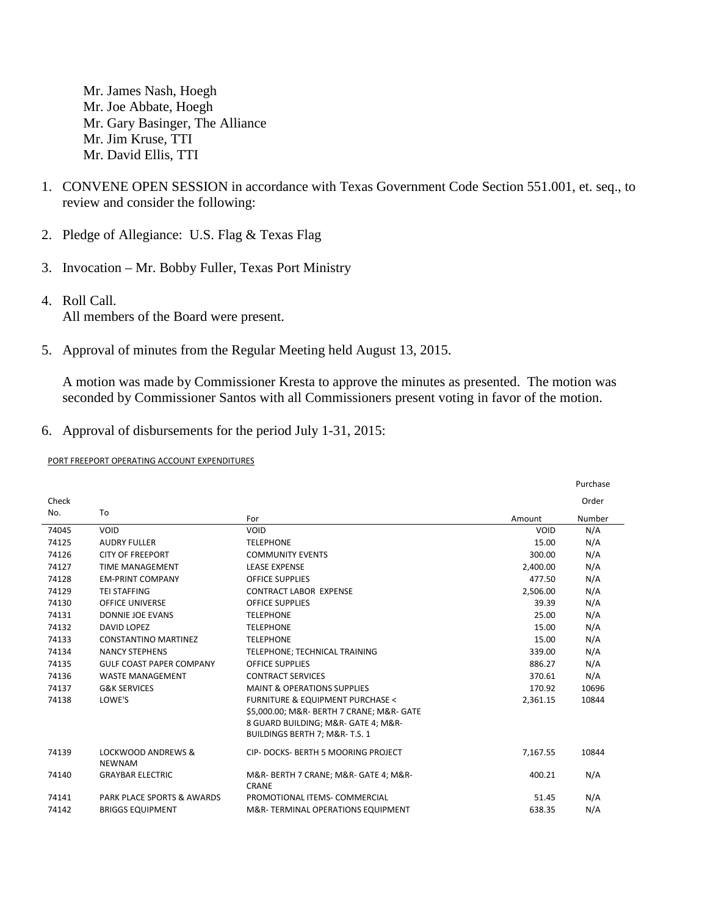Mr. James Nash, Hoegh
Mr. Joe Abbate, Hoegh
Mr. Gary Basinger, The Alliance
Mr. Jim Kruse, TTI
Mr. David Ellis, TTI

1. CONVENE OPEN SESSION in accordance with Texas Government Code Section 551.001, et. seq., to review and consider the following:

2. Pledge of Allegiance: U.S. Flag & Texas Flag

3. Invocation – Mr. Bobby Fuller, Texas Port Ministry

4. Roll Call.
   All members of the Board were present.

5. Approval of minutes from the Regular Meeting held August 13, 2015.

   A motion was made by Commissioner Kresta to approve the minutes as presented. The motion was seconded by Commissioner Santos with all Commissioners present voting in favor of the motion.

6. Approval of disbursements for the period July 1-31, 2015:

PORT FREEPORT OPERATING ACCOUNT EXPENDITURES

| Check No. | To | For | Amount | Purchase Order Number |
|---|---|---|---|---|
| 74045 | VOID | VOID | VOID | N/A |
| 74125 | AUDRY FULLER | TELEPHONE | 15.00 | N/A |
| 74126 | CITY OF FREEPORT | COMMUNITY EVENTS | 300.00 | N/A |
| 74127 | TIME MANAGEMENT | LEASE EXPENSE | 2,400.00 | N/A |
| 74128 | EM-PRINT COMPANY | OFFICE SUPPLIES | 477.50 | N/A |
| 74129 | TEI STAFFING | CONTRACT LABOR EXPENSE | 2,506.00 | N/A |
| 74130 | OFFICE UNIVERSE | OFFICE SUPPLIES | 39.39 | N/A |
| 74131 | DONNIE JOE EVANS | TELEPHONE | 25.00 | N/A |
| 74132 | DAVID LOPEZ | TELEPHONE | 15.00 | N/A |
| 74133 | CONSTANTINO MARTINEZ | TELEPHONE | 15.00 | N/A |
| 74134 | NANCY STEPHENS | TELEPHONE; TECHNICAL TRAINING | 339.00 | N/A |
| 74135 | GULF COAST PAPER COMPANY | OFFICE SUPPLIES | 886.27 | N/A |
| 74136 | WASTE MANAGEMENT | CONTRACT SERVICES | 370.61 | N/A |
| 74137 | G&K SERVICES | MAINT & OPERATIONS SUPPLIES | 170.92 | 10696 |
| 74138 | LOWE'S | FURNITURE & EQUIPMENT PURCHASE < $5,000.00; M&R- BERTH 7 CRANE; M&R- GATE 8 GUARD BUILDING; M&R- GATE 4; M&R- BUILDINGS BERTH 7; M&R- T.S. 1 | 2,361.15 | 10844 |
| 74139 | LOCKWOOD ANDREWS & NEWNAM | CIP- DOCKS- BERTH 5 MOORING PROJECT | 7,167.55 | 10844 |
| 74140 | GRAYBAR ELECTRIC | M&R- BERTH 7 CRANE; M&R- GATE 4; M&R- CRANE | 400.21 | N/A |
| 74141 | PARK PLACE SPORTS & AWARDS | PROMOTIONAL ITEMS- COMMERCIAL | 51.45 | N/A |
| 74142 | BRIGGS EQUIPMENT | M&R- TERMINAL OPERATIONS EQUIPMENT | 638.35 | N/A |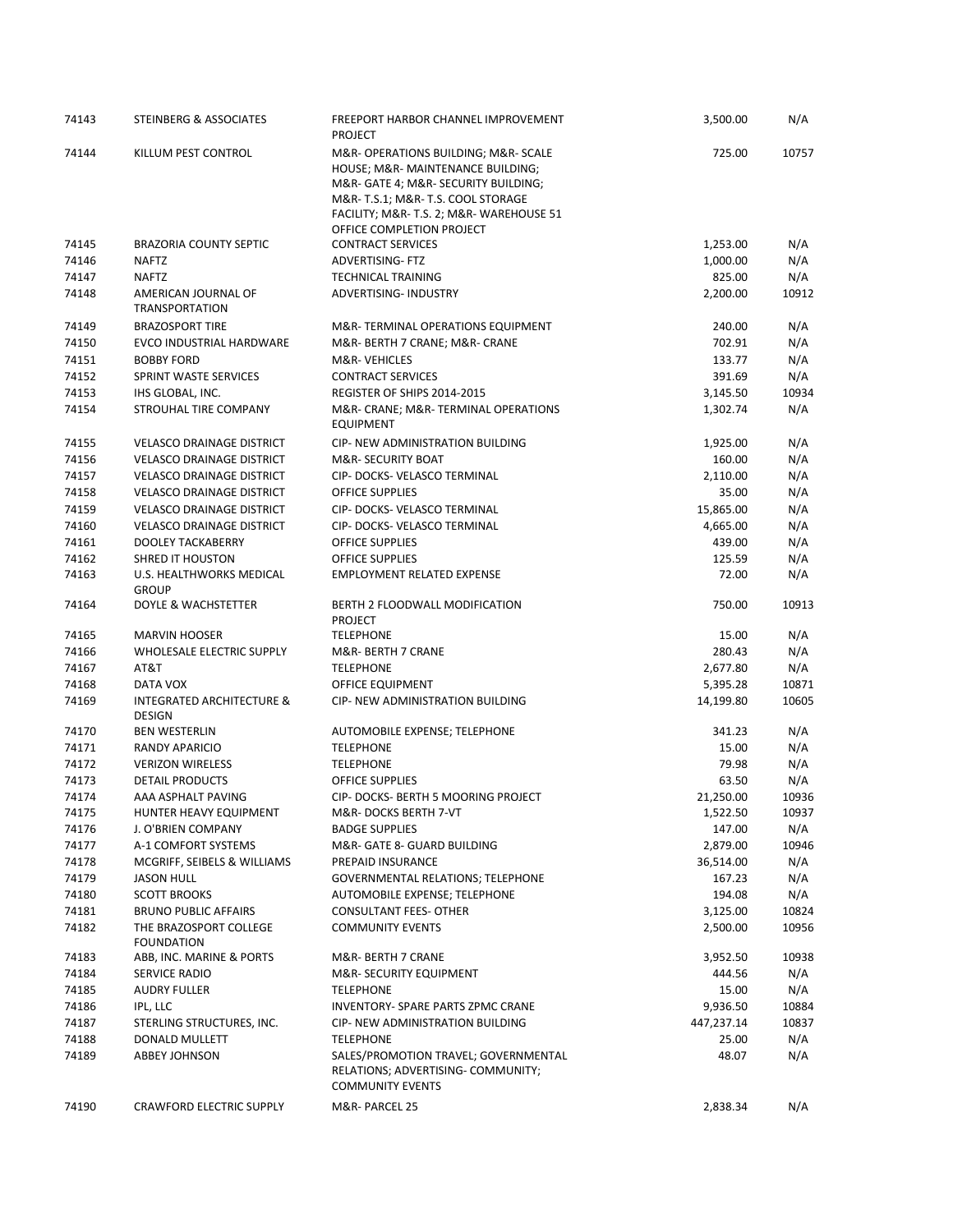| 74143 | STEINBERG & ASSOCIATES | FREEPORT HARBOR CHANNEL IMPROVEMENT PROJECT | 3,500.00 | N/A |
|---|---|---|---|---|
| 74144 | KILLUM PEST CONTROL | M&R- OPERATIONS BUILDING; M&R- SCALE HOUSE; M&R- MAINTENANCE BUILDING; M&R- GATE 4; M&R- SECURITY BUILDING; M&R- T.S.1; M&R- T.S. COOL STORAGE FACILITY; M&R- T.S. 2; M&R- WAREHOUSE 51 OFFICE COMPLETION PROJECT | 725.00 | 10757 |
| 74145 | BRAZORIA COUNTY SEPTIC | CONTRACT SERVICES | 1,253.00 | N/A |
| 74146 | NAFTZ | ADVERTISING- FTZ | 1,000.00 | N/A |
| 74147 | NAFTZ | TECHNICAL TRAINING | 825.00 | N/A |
| 74148 | AMERICAN JOURNAL OF TRANSPORTATION | ADVERTISING- INDUSTRY | 2,200.00 | 10912 |
| 74149 | BRAZOSPORT TIRE | M&R- TERMINAL OPERATIONS EQUIPMENT | 240.00 | N/A |
| 74150 | EVCO INDUSTRIAL HARDWARE | M&R- BERTH 7 CRANE; M&R- CRANE | 702.91 | N/A |
| 74151 | BOBBY FORD | M&R- VEHICLES | 133.77 | N/A |
| 74152 | SPRINT WASTE SERVICES | CONTRACT SERVICES | 391.69 | N/A |
| 74153 | IHS GLOBAL, INC. | REGISTER OF SHIPS 2014-2015 | 3,145.50 | 10934 |
| 74154 | STROUHAL TIRE COMPANY | M&R- CRANE; M&R- TERMINAL OPERATIONS EQUIPMENT | 1,302.74 | N/A |
| 74155 | VELASCO DRAINAGE DISTRICT | CIP- NEW ADMINISTRATION BUILDING | 1,925.00 | N/A |
| 74156 | VELASCO DRAINAGE DISTRICT | M&R- SECURITY BOAT | 160.00 | N/A |
| 74157 | VELASCO DRAINAGE DISTRICT | CIP- DOCKS- VELASCO TERMINAL | 2,110.00 | N/A |
| 74158 | VELASCO DRAINAGE DISTRICT | OFFICE SUPPLIES | 35.00 | N/A |
| 74159 | VELASCO DRAINAGE DISTRICT | CIP- DOCKS- VELASCO TERMINAL | 15,865.00 | N/A |
| 74160 | VELASCO DRAINAGE DISTRICT | CIP- DOCKS- VELASCO TERMINAL | 4,665.00 | N/A |
| 74161 | DOOLEY TACKABERRY | OFFICE SUPPLIES | 439.00 | N/A |
| 74162 | SHRED IT HOUSTON | OFFICE SUPPLIES | 125.59 | N/A |
| 74163 | U.S. HEALTHWORKS MEDICAL GROUP | EMPLOYMENT RELATED EXPENSE | 72.00 | N/A |
| 74164 | DOYLE & WACHSTETTER | BERTH 2 FLOODWALL MODIFICATION PROJECT | 750.00 | 10913 |
| 74165 | MARVIN HOOSER | TELEPHONE | 15.00 | N/A |
| 74166 | WHOLESALE ELECTRIC SUPPLY | M&R- BERTH 7 CRANE | 280.43 | N/A |
| 74167 | AT&T | TELEPHONE | 2,677.80 | N/A |
| 74168 | DATA VOX | OFFICE EQUIPMENT | 5,395.28 | 10871 |
| 74169 | INTEGRATED ARCHITECTURE & DESIGN | CIP- NEW ADMINISTRATION BUILDING | 14,199.80 | 10605 |
| 74170 | BEN WESTERLIN | AUTOMOBILE EXPENSE; TELEPHONE | 341.23 | N/A |
| 74171 | RANDY APARICIO | TELEPHONE | 15.00 | N/A |
| 74172 | VERIZON WIRELESS | TELEPHONE | 79.98 | N/A |
| 74173 | DETAIL PRODUCTS | OFFICE SUPPLIES | 63.50 | N/A |
| 74174 | AAA ASPHALT PAVING | CIP- DOCKS- BERTH 5 MOORING PROJECT | 21,250.00 | 10936 |
| 74175 | HUNTER HEAVY EQUIPMENT | M&R- DOCKS BERTH 7-VT | 1,522.50 | 10937 |
| 74176 | J. O'BRIEN COMPANY | BADGE SUPPLIES | 147.00 | N/A |
| 74177 | A-1 COMFORT SYSTEMS | M&R- GATE 8- GUARD BUILDING | 2,879.00 | 10946 |
| 74178 | MCGRIFF, SEIBELS & WILLIAMS | PREPAID INSURANCE | 36,514.00 | N/A |
| 74179 | JASON HULL | GOVERNMENTAL RELATIONS; TELEPHONE | 167.23 | N/A |
| 74180 | SCOTT BROOKS | AUTOMOBILE EXPENSE; TELEPHONE | 194.08 | N/A |
| 74181 | BRUNO PUBLIC AFFAIRS | CONSULTANT FEES- OTHER | 3,125.00 | 10824 |
| 74182 | THE BRAZOSPORT COLLEGE FOUNDATION | COMMUNITY EVENTS | 2,500.00 | 10956 |
| 74183 | ABB, INC. MARINE & PORTS | M&R- BERTH 7 CRANE | 3,952.50 | 10938 |
| 74184 | SERVICE RADIO | M&R- SECURITY EQUIPMENT | 444.56 | N/A |
| 74185 | AUDRY FULLER | TELEPHONE | 15.00 | N/A |
| 74186 | IPL, LLC | INVENTORY- SPARE PARTS ZPMC CRANE | 9,936.50 | 10884 |
| 74187 | STERLING STRUCTURES, INC. | CIP- NEW ADMINISTRATION BUILDING | 447,237.14 | 10837 |
| 74188 | DONALD MULLETT | TELEPHONE | 25.00 | N/A |
| 74189 | ABBEY JOHNSON | SALES/PROMOTION TRAVEL; GOVERNMENTAL RELATIONS; ADVERTISING- COMMUNITY; COMMUNITY EVENTS | 48.07 | N/A |
| 74190 | CRAWFORD ELECTRIC SUPPLY | M&R- PARCEL 25 | 2,838.34 | N/A |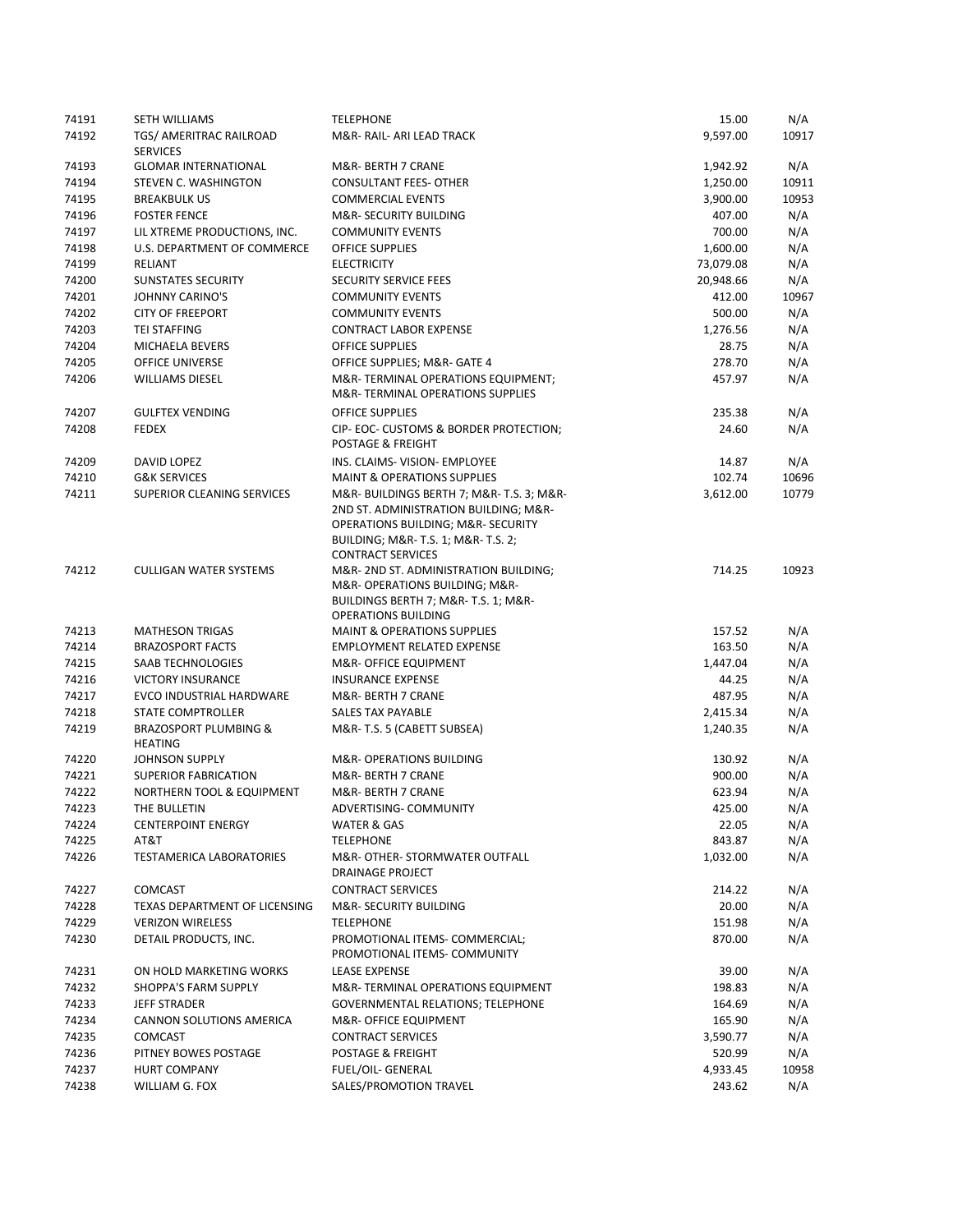| | | | | |
|---|---|---|---|---|
| 74191 | SETH WILLIAMS | TELEPHONE | 15.00 | N/A |
| 74192 | TGS/ AMERITRAC RAILROAD SERVICES | M&R- RAIL- ARI LEAD TRACK | 9,597.00 | 10917 |
| 74193 | GLOMAR INTERNATIONAL | M&R- BERTH 7 CRANE | 1,942.92 | N/A |
| 74194 | STEVEN C. WASHINGTON | CONSULTANT FEES- OTHER | 1,250.00 | 10911 |
| 74195 | BREAKBULK US | COMMERCIAL EVENTS | 3,900.00 | 10953 |
| 74196 | FOSTER FENCE | M&R- SECURITY BUILDING | 407.00 | N/A |
| 74197 | LIL XTREME PRODUCTIONS, INC. | COMMUNITY EVENTS | 700.00 | N/A |
| 74198 | U.S. DEPARTMENT OF COMMERCE | OFFICE SUPPLIES | 1,600.00 | N/A |
| 74199 | RELIANT | ELECTRICITY | 73,079.08 | N/A |
| 74200 | SUNSTATES SECURITY | SECURITY SERVICE FEES | 20,948.66 | N/A |
| 74201 | JOHNNY CARINO'S | COMMUNITY EVENTS | 412.00 | 10967 |
| 74202 | CITY OF FREEPORT | COMMUNITY EVENTS | 500.00 | N/A |
| 74203 | TEI STAFFING | CONTRACT LABOR EXPENSE | 1,276.56 | N/A |
| 74204 | MICHAELA BEVERS | OFFICE SUPPLIES | 28.75 | N/A |
| 74205 | OFFICE UNIVERSE | OFFICE SUPPLIES; M&R- GATE 4 | 278.70 | N/A |
| 74206 | WILLIAMS DIESEL | M&R- TERMINAL OPERATIONS EQUIPMENT; M&R- TERMINAL OPERATIONS SUPPLIES | 457.97 | N/A |
| 74207 | GULFTEX VENDING | OFFICE SUPPLIES | 235.38 | N/A |
| 74208 | FEDEX | CIP- EOC- CUSTOMS & BORDER PROTECTION; POSTAGE & FREIGHT | 24.60 | N/A |
| 74209 | DAVID LOPEZ | INS. CLAIMS- VISION- EMPLOYEE | 14.87 | N/A |
| 74210 | G&K SERVICES | MAINT & OPERATIONS SUPPLIES | 102.74 | 10696 |
| 74211 | SUPERIOR CLEANING SERVICES | M&R- BUILDINGS BERTH 7; M&R- T.S. 3; M&R- 2ND ST. ADMINISTRATION BUILDING; M&R- OPERATIONS BUILDING; M&R- SECURITY BUILDING; M&R- T.S. 1; M&R- T.S. 2; CONTRACT SERVICES | 3,612.00 | 10779 |
| 74212 | CULLIGAN WATER SYSTEMS | M&R- 2ND ST. ADMINISTRATION BUILDING; M&R- OPERATIONS BUILDING; M&R- BUILDINGS BERTH 7; M&R- T.S. 1; M&R- OPERATIONS BUILDING | 714.25 | 10923 |
| 74213 | MATHESON TRIGAS | MAINT & OPERATIONS SUPPLIES | 157.52 | N/A |
| 74214 | BRAZOSPORT FACTS | EMPLOYMENT RELATED EXPENSE | 163.50 | N/A |
| 74215 | SAAB TECHNOLOGIES | M&R- OFFICE EQUIPMENT | 1,447.04 | N/A |
| 74216 | VICTORY INSURANCE | INSURANCE EXPENSE | 44.25 | N/A |
| 74217 | EVCO INDUSTRIAL HARDWARE | M&R- BERTH 7 CRANE | 487.95 | N/A |
| 74218 | STATE COMPTROLLER | SALES TAX PAYABLE | 2,415.34 | N/A |
| 74219 | BRAZOSPORT PLUMBING & HEATING | M&R- T.S. 5 (CABETT SUBSEA) | 1,240.35 | N/A |
| 74220 | JOHNSON SUPPLY | M&R- OPERATIONS BUILDING | 130.92 | N/A |
| 74221 | SUPERIOR FABRICATION | M&R- BERTH 7 CRANE | 900.00 | N/A |
| 74222 | NORTHERN TOOL & EQUIPMENT | M&R- BERTH 7 CRANE | 623.94 | N/A |
| 74223 | THE BULLETIN | ADVERTISING- COMMUNITY | 425.00 | N/A |
| 74224 | CENTERPOINT ENERGY | WATER & GAS | 22.05 | N/A |
| 74225 | AT&T | TELEPHONE | 843.87 | N/A |
| 74226 | TESTAMERICA LABORATORIES | M&R- OTHER- STORMWATER OUTFALL DRAINAGE PROJECT | 1,032.00 | N/A |
| 74227 | COMCAST | CONTRACT SERVICES | 214.22 | N/A |
| 74228 | TEXAS DEPARTMENT OF LICENSING | M&R- SECURITY BUILDING | 20.00 | N/A |
| 74229 | VERIZON WIRELESS | TELEPHONE | 151.98 | N/A |
| 74230 | DETAIL PRODUCTS, INC. | PROMOTIONAL ITEMS- COMMERCIAL; PROMOTIONAL ITEMS- COMMUNITY | 870.00 | N/A |
| 74231 | ON HOLD MARKETING WORKS | LEASE EXPENSE | 39.00 | N/A |
| 74232 | SHOPPA'S FARM SUPPLY | M&R- TERMINAL OPERATIONS EQUIPMENT | 198.83 | N/A |
| 74233 | JEFF STRADER | GOVERNMENTAL RELATIONS; TELEPHONE | 164.69 | N/A |
| 74234 | CANNON SOLUTIONS AMERICA | M&R- OFFICE EQUIPMENT | 165.90 | N/A |
| 74235 | COMCAST | CONTRACT SERVICES | 3,590.77 | N/A |
| 74236 | PITNEY BOWES POSTAGE | POSTAGE & FREIGHT | 520.99 | N/A |
| 74237 | HURT COMPANY | FUEL/OIL- GENERAL | 4,933.45 | 10958 |
| 74238 | WILLIAM G. FOX | SALES/PROMOTION TRAVEL | 243.62 | N/A |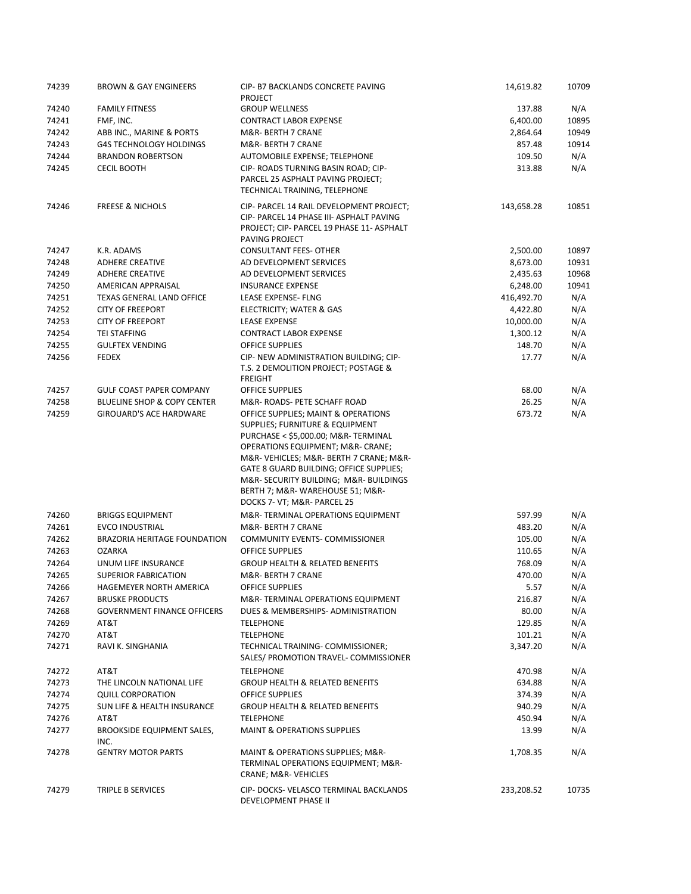| 74239 | BROWN & GAY ENGINEERS | CIP- B7 BACKLANDS CONCRETE PAVING PROJECT | 14,619.82 | 10709 |
|---|---|---|---|---|
| 74240 | FAMILY FITNESS | GROUP WELLNESS | 137.88 | N/A |
| 74241 | FMF, INC. | CONTRACT LABOR EXPENSE | 6,400.00 | 10895 |
| 74242 | ABB INC., MARINE & PORTS | M&R- BERTH 7 CRANE | 2,864.64 | 10949 |
| 74243 | G4S TECHNOLOGY HOLDINGS | M&R- BERTH 7 CRANE | 857.48 | 10914 |
| 74244 | BRANDON ROBERTSON | AUTOMOBILE EXPENSE; TELEPHONE | 109.50 | N/A |
| 74245 | CECIL BOOTH | CIP- ROADS TURNING BASIN ROAD; CIP- PARCEL 25 ASPHALT PAVING PROJECT; TECHNICAL TRAINING, TELEPHONE | 313.88 | N/A |
| 74246 | FREESE & NICHOLS | CIP- PARCEL 14 RAIL DEVELOPMENT PROJECT; CIP- PARCEL 14 PHASE III- ASPHALT PAVING PROJECT; CIP- PARCEL 19 PHASE 11- ASPHALT PAVING PROJECT | 143,658.28 | 10851 |
| 74247 | K.R. ADAMS | CONSULTANT FEES- OTHER | 2,500.00 | 10897 |
| 74248 | ADHERE CREATIVE | AD DEVELOPMENT SERVICES | 8,673.00 | 10931 |
| 74249 | ADHERE CREATIVE | AD DEVELOPMENT SERVICES | 2,435.63 | 10968 |
| 74250 | AMERICAN APPRAISAL | INSURANCE EXPENSE | 6,248.00 | 10941 |
| 74251 | TEXAS GENERAL LAND OFFICE | LEASE EXPENSE- FLNG | 416,492.70 | N/A |
| 74252 | CITY OF FREEPORT | ELECTRICITY; WATER & GAS | 4,422.80 | N/A |
| 74253 | CITY OF FREEPORT | LEASE EXPENSE | 10,000.00 | N/A |
| 74254 | TEI STAFFING | CONTRACT LABOR EXPENSE | 1,300.12 | N/A |
| 74255 | GULFTEX VENDING | OFFICE SUPPLIES | 148.70 | N/A |
| 74256 | FEDEX | CIP- NEW ADMINISTRATION BUILDING; CIP- T.S. 2 DEMOLITION PROJECT; POSTAGE & FREIGHT | 17.77 | N/A |
| 74257 | GULF COAST PAPER COMPANY | OFFICE SUPPLIES | 68.00 | N/A |
| 74258 | BLUELINE SHOP & COPY CENTER | M&R- ROADS- PETE SCHAFF ROAD | 26.25 | N/A |
| 74259 | GIROUARD'S ACE HARDWARE | OFFICE SUPPLIES; MAINT & OPERATIONS SUPPLIES; FURNITURE & EQUIPMENT PURCHASE < $5,000.00; M&R- TERMINAL OPERATIONS EQUIPMENT; M&R- CRANE; M&R- VEHICLES; M&R- BERTH 7 CRANE; M&R- GATE 8 GUARD BUILDING; OFFICE SUPPLIES; M&R- SECURITY BUILDING; M&R- BUILDINGS BERTH 7; M&R- WAREHOUSE 51; M&R- DOCKS 7- VT; M&R- PARCEL 25 | 673.72 | N/A |
| 74260 | BRIGGS EQUIPMENT | M&R- TERMINAL OPERATIONS EQUIPMENT | 597.99 | N/A |
| 74261 | EVCO INDUSTRIAL | M&R- BERTH 7 CRANE | 483.20 | N/A |
| 74262 | BRAZORIA HERITAGE FOUNDATION | COMMUNITY EVENTS- COMMISSIONER | 105.00 | N/A |
| 74263 | OZARKA | OFFICE SUPPLIES | 110.65 | N/A |
| 74264 | UNUM LIFE INSURANCE | GROUP HEALTH & RELATED BENEFITS | 768.09 | N/A |
| 74265 | SUPERIOR FABRICATION | M&R- BERTH 7 CRANE | 470.00 | N/A |
| 74266 | HAGEMEYER NORTH AMERICA | OFFICE SUPPLIES | 5.57 | N/A |
| 74267 | BRUSKE PRODUCTS | M&R- TERMINAL OPERATIONS EQUIPMENT | 216.87 | N/A |
| 74268 | GOVERNMENT FINANCE OFFICERS | DUES & MEMBERSHIPS- ADMINISTRATION | 80.00 | N/A |
| 74269 | AT&T | TELEPHONE | 129.85 | N/A |
| 74270 | AT&T | TELEPHONE | 101.21 | N/A |
| 74271 | RAVI K. SINGHANIA | TECHNICAL TRAINING- COMMISSIONER; SALES/ PROMOTION TRAVEL- COMMISSIONER | 3,347.20 | N/A |
| 74272 | AT&T | TELEPHONE | 470.98 | N/A |
| 74273 | THE LINCOLN NATIONAL LIFE | GROUP HEALTH & RELATED BENEFITS | 634.88 | N/A |
| 74274 | QUILL CORPORATION | OFFICE SUPPLIES | 374.39 | N/A |
| 74275 | SUN LIFE & HEALTH INSURANCE | GROUP HEALTH & RELATED BENEFITS | 940.29 | N/A |
| 74276 | AT&T | TELEPHONE | 450.94 | N/A |
| 74277 | BROOKSIDE EQUIPMENT SALES, INC. | MAINT & OPERATIONS SUPPLIES | 13.99 | N/A |
| 74278 | GENTRY MOTOR PARTS | MAINT & OPERATIONS SUPPLIES; M&R- TERMINAL OPERATIONS EQUIPMENT; M&R- CRANE; M&R- VEHICLES | 1,708.35 | N/A |
| 74279 | TRIPLE B SERVICES | CIP- DOCKS- VELASCO TERMINAL BACKLANDS DEVELOPMENT PHASE II | 233,208.52 | 10735 |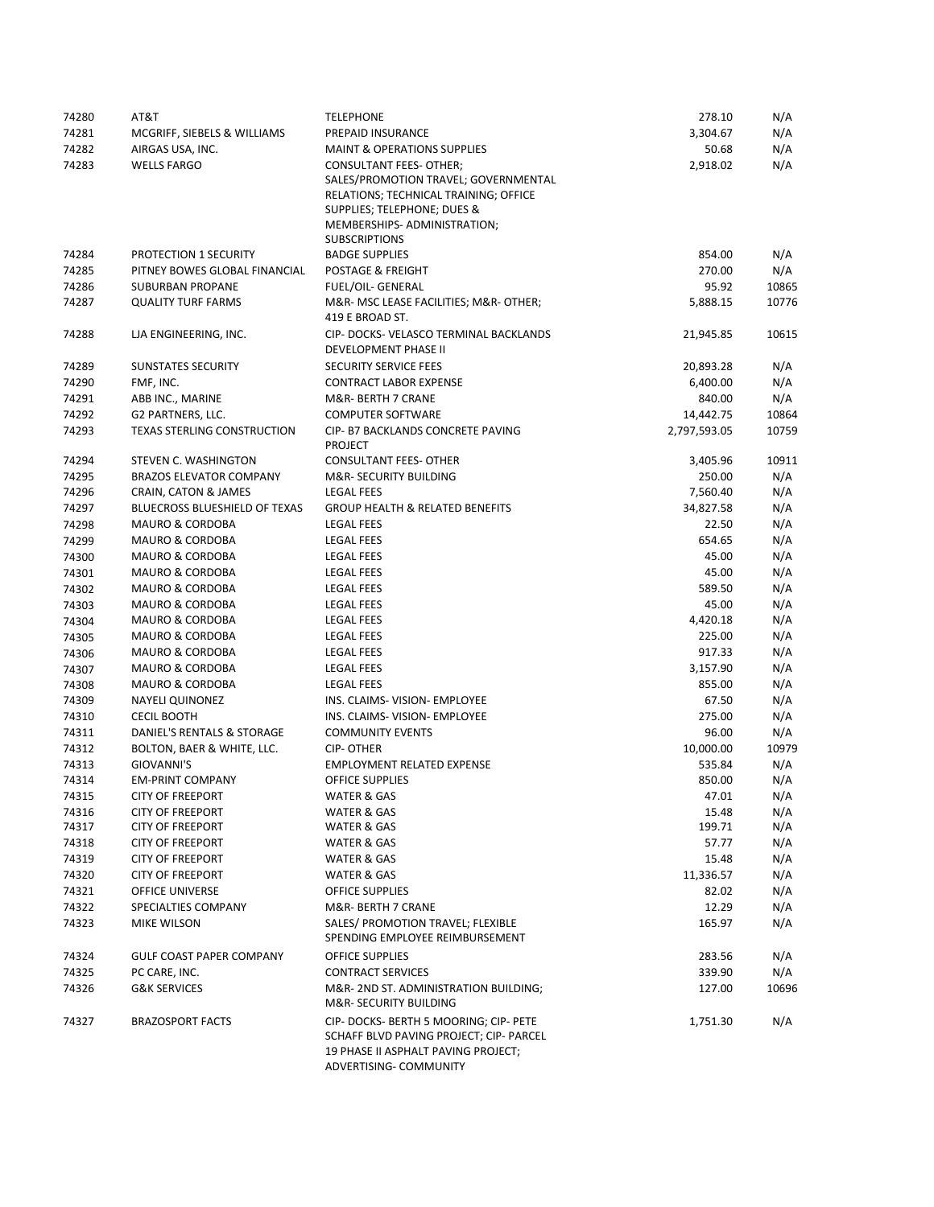| | | | | |
|---|---|---|---|---|
| 74280 | AT&T | TELEPHONE | 278.10 | N/A |
| 74281 | MCGRIFF, SIEBELS & WILLIAMS | PREPAID INSURANCE | 3,304.67 | N/A |
| 74282 | AIRGAS USA, INC. | MAINT & OPERATIONS SUPPLIES | 50.68 | N/A |
| 74283 | WELLS FARGO | CONSULTANT FEES- OTHER; SALES/PROMOTION TRAVEL; GOVERNMENTAL RELATIONS; TECHNICAL TRAINING; OFFICE SUPPLIES; TELEPHONE; DUES & MEMBERSHIPS- ADMINISTRATION; SUBSCRIPTIONS | 2,918.02 | N/A |
| 74284 | PROTECTION 1 SECURITY | BADGE SUPPLIES | 854.00 | N/A |
| 74285 | PITNEY BOWES GLOBAL FINANCIAL | POSTAGE & FREIGHT | 270.00 | N/A |
| 74286 | SUBURBAN PROPANE | FUEL/OIL- GENERAL | 95.92 | 10865 |
| 74287 | QUALITY TURF FARMS | M&R- MSC LEASE FACILITIES; M&R- OTHER; 419 E BROAD ST. | 5,888.15 | 10776 |
| 74288 | LJA ENGINEERING, INC. | CIP- DOCKS- VELASCO TERMINAL BACKLANDS DEVELOPMENT PHASE II | 21,945.85 | 10615 |
| 74289 | SUNSTATES SECURITY | SECURITY SERVICE FEES | 20,893.28 | N/A |
| 74290 | FMF, INC. | CONTRACT LABOR EXPENSE | 6,400.00 | N/A |
| 74291 | ABB INC., MARINE | M&R- BERTH 7 CRANE | 840.00 | N/A |
| 74292 | G2 PARTNERS, LLC. | COMPUTER SOFTWARE | 14,442.75 | 10864 |
| 74293 | TEXAS STERLING CONSTRUCTION | CIP- B7 BACKLANDS CONCRETE PAVING PROJECT | 2,797,593.05 | 10759 |
| 74294 | STEVEN C. WASHINGTON | CONSULTANT FEES- OTHER | 3,405.96 | 10911 |
| 74295 | BRAZOS ELEVATOR COMPANY | M&R- SECURITY BUILDING | 250.00 | N/A |
| 74296 | CRAIN, CATON & JAMES | LEGAL FEES | 7,560.40 | N/A |
| 74297 | BLUECROSS BLUESHIELD OF TEXAS | GROUP HEALTH & RELATED BENEFITS | 34,827.58 | N/A |
| 74298 | MAURO & CORDOBA | LEGAL FEES | 22.50 | N/A |
| 74299 | MAURO & CORDOBA | LEGAL FEES | 654.65 | N/A |
| 74300 | MAURO & CORDOBA | LEGAL FEES | 45.00 | N/A |
| 74301 | MAURO & CORDOBA | LEGAL FEES | 45.00 | N/A |
| 74302 | MAURO & CORDOBA | LEGAL FEES | 589.50 | N/A |
| 74303 | MAURO & CORDOBA | LEGAL FEES | 45.00 | N/A |
| 74304 | MAURO & CORDOBA | LEGAL FEES | 4,420.18 | N/A |
| 74305 | MAURO & CORDOBA | LEGAL FEES | 225.00 | N/A |
| 74306 | MAURO & CORDOBA | LEGAL FEES | 917.33 | N/A |
| 74307 | MAURO & CORDOBA | LEGAL FEES | 3,157.90 | N/A |
| 74308 | MAURO & CORDOBA | LEGAL FEES | 855.00 | N/A |
| 74309 | NAYELI QUINONEZ | INS. CLAIMS- VISION- EMPLOYEE | 67.50 | N/A |
| 74310 | CECIL BOOTH | INS. CLAIMS- VISION- EMPLOYEE | 275.00 | N/A |
| 74311 | DANIEL'S RENTALS & STORAGE | COMMUNITY EVENTS | 96.00 | N/A |
| 74312 | BOLTON, BAER & WHITE, LLC. | CIP- OTHER | 10,000.00 | 10979 |
| 74313 | GIOVANNI'S | EMPLOYMENT RELATED EXPENSE | 535.84 | N/A |
| 74314 | EM-PRINT COMPANY | OFFICE SUPPLIES | 850.00 | N/A |
| 74315 | CITY OF FREEPORT | WATER & GAS | 47.01 | N/A |
| 74316 | CITY OF FREEPORT | WATER & GAS | 15.48 | N/A |
| 74317 | CITY OF FREEPORT | WATER & GAS | 199.71 | N/A |
| 74318 | CITY OF FREEPORT | WATER & GAS | 57.77 | N/A |
| 74319 | CITY OF FREEPORT | WATER & GAS | 15.48 | N/A |
| 74320 | CITY OF FREEPORT | WATER & GAS | 11,336.57 | N/A |
| 74321 | OFFICE UNIVERSE | OFFICE SUPPLIES | 82.02 | N/A |
| 74322 | SPECIALTIES COMPANY | M&R- BERTH 7 CRANE | 12.29 | N/A |
| 74323 | MIKE WILSON | SALES/ PROMOTION TRAVEL; FLEXIBLE SPENDING EMPLOYEE REIMBURSEMENT | 165.97 | N/A |
| 74324 | GULF COAST PAPER COMPANY | OFFICE SUPPLIES | 283.56 | N/A |
| 74325 | PC CARE, INC. | CONTRACT SERVICES | 339.90 | N/A |
| 74326 | G&K SERVICES | M&R- 2ND ST. ADMINISTRATION BUILDING; M&R- SECURITY BUILDING | 127.00 | 10696 |
| 74327 | BRAZOSPORT FACTS | CIP- DOCKS- BERTH 5 MOORING; CIP- PETE SCHAFF BLVD PAVING PROJECT; CIP- PARCEL 19 PHASE II ASPHALT PAVING PROJECT; ADVERTISING- COMMUNITY | 1,751.30 | N/A |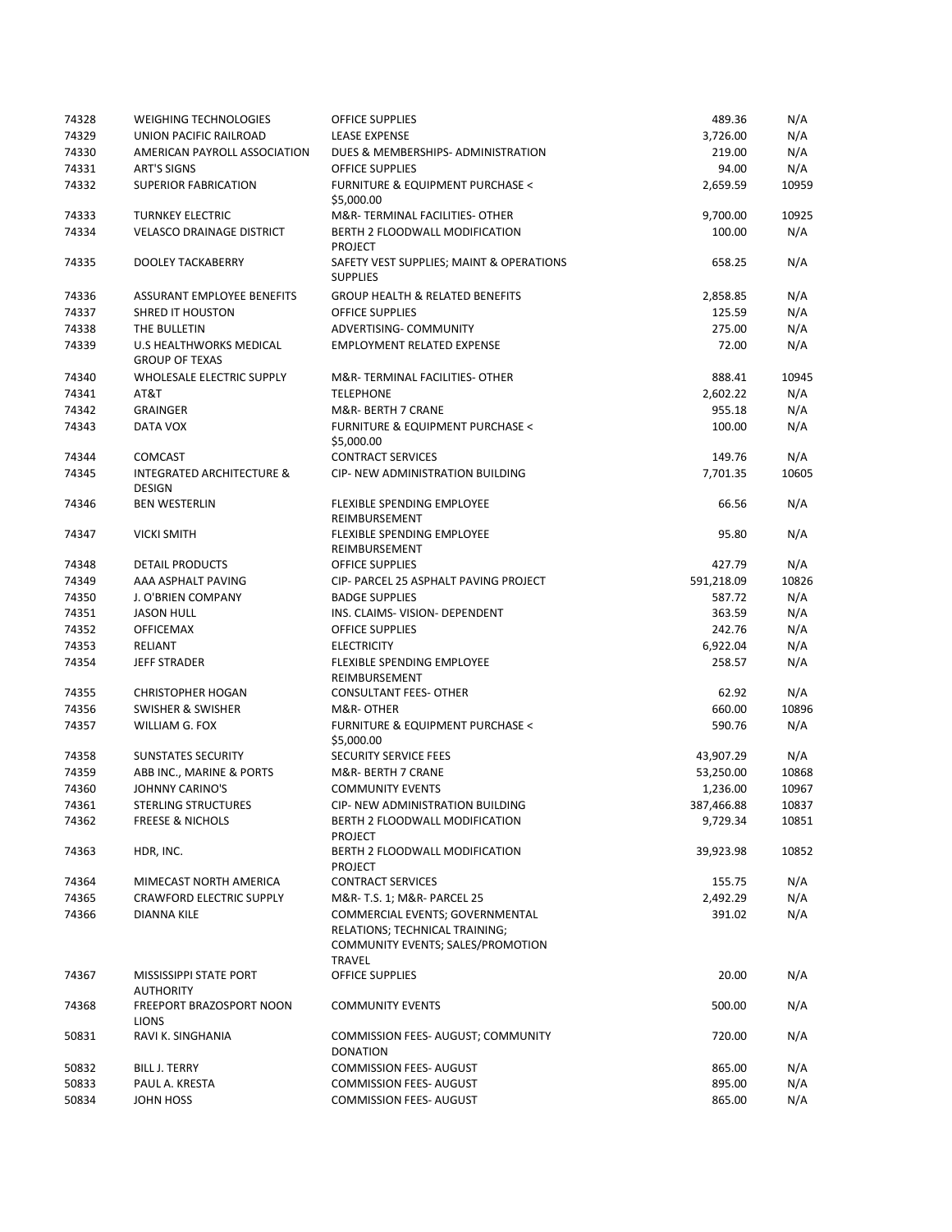| | | | | |
|---|---|---|---|---|
| 74328 | WEIGHING TECHNOLOGIES | OFFICE SUPPLIES | 489.36 | N/A |
| 74329 | UNION PACIFIC RAILROAD | LEASE EXPENSE | 3,726.00 | N/A |
| 74330 | AMERICAN PAYROLL ASSOCIATION | DUES & MEMBERSHIPS- ADMINISTRATION | 219.00 | N/A |
| 74331 | ART'S SIGNS | OFFICE SUPPLIES | 94.00 | N/A |
| 74332 | SUPERIOR FABRICATION | FURNITURE & EQUIPMENT PURCHASE < \$5,000.00 | 2,659.59 | 10959 |
| 74333 | TURNKEY ELECTRIC | M&R- TERMINAL FACILITIES- OTHER | 9,700.00 | 10925 |
| 74334 | VELASCO DRAINAGE DISTRICT | BERTH 2 FLOODWALL MODIFICATION PROJECT | 100.00 | N/A |
| 74335 | DOOLEY TACKABERRY | SAFETY VEST SUPPLIES; MAINT & OPERATIONS SUPPLIES | 658.25 | N/A |
| 74336 | ASSURANT EMPLOYEE BENEFITS | GROUP HEALTH & RELATED BENEFITS | 2,858.85 | N/A |
| 74337 | SHRED IT HOUSTON | OFFICE SUPPLIES | 125.59 | N/A |
| 74338 | THE BULLETIN | ADVERTISING- COMMUNITY | 275.00 | N/A |
| 74339 | U.S HEALTHWORKS MEDICAL GROUP OF TEXAS | EMPLOYMENT RELATED EXPENSE | 72.00 | N/A |
| 74340 | WHOLESALE ELECTRIC SUPPLY | M&R- TERMINAL FACILITIES- OTHER | 888.41 | 10945 |
| 74341 | AT&T | TELEPHONE | 2,602.22 | N/A |
| 74342 | GRAINGER | M&R- BERTH 7 CRANE | 955.18 | N/A |
| 74343 | DATA VOX | FURNITURE & EQUIPMENT PURCHASE < \$5,000.00 | 100.00 | N/A |
| 74344 | COMCAST | CONTRACT SERVICES | 149.76 | N/A |
| 74345 | INTEGRATED ARCHITECTURE & DESIGN | CIP- NEW ADMINISTRATION BUILDING | 7,701.35 | 10605 |
| 74346 | BEN WESTERLIN | FLEXIBLE SPENDING EMPLOYEE REIMBURSEMENT | 66.56 | N/A |
| 74347 | VICKI SMITH | FLEXIBLE SPENDING EMPLOYEE REIMBURSEMENT | 95.80 | N/A |
| 74348 | DETAIL PRODUCTS | OFFICE SUPPLIES | 427.79 | N/A |
| 74349 | AAA ASPHALT PAVING | CIP- PARCEL 25 ASPHALT PAVING PROJECT | 591,218.09 | 10826 |
| 74350 | J. O'BRIEN COMPANY | BADGE SUPPLIES | 587.72 | N/A |
| 74351 | JASON HULL | INS. CLAIMS- VISION- DEPENDENT | 363.59 | N/A |
| 74352 | OFFICEMAX | OFFICE SUPPLIES | 242.76 | N/A |
| 74353 | RELIANT | ELECTRICITY | 6,922.04 | N/A |
| 74354 | JEFF STRADER | FLEXIBLE SPENDING EMPLOYEE REIMBURSEMENT | 258.57 | N/A |
| 74355 | CHRISTOPHER HOGAN | CONSULTANT FEES- OTHER | 62.92 | N/A |
| 74356 | SWISHER & SWISHER | M&R- OTHER | 660.00 | 10896 |
| 74357 | WILLIAM G. FOX | FURNITURE & EQUIPMENT PURCHASE < \$5,000.00 | 590.76 | N/A |
| 74358 | SUNSTATES SECURITY | SECURITY SERVICE FEES | 43,907.29 | N/A |
| 74359 | ABB INC., MARINE & PORTS | M&R- BERTH 7 CRANE | 53,250.00 | 10868 |
| 74360 | JOHNNY CARINO'S | COMMUNITY EVENTS | 1,236.00 | 10967 |
| 74361 | STERLING STRUCTURES | CIP- NEW ADMINISTRATION BUILDING | 387,466.88 | 10837 |
| 74362 | FREESE & NICHOLS | BERTH 2 FLOODWALL MODIFICATION PROJECT | 9,729.34 | 10851 |
| 74363 | HDR, INC. | BERTH 2 FLOODWALL MODIFICATION PROJECT | 39,923.98 | 10852 |
| 74364 | MIMECAST NORTH AMERICA | CONTRACT SERVICES | 155.75 | N/A |
| 74365 | CRAWFORD ELECTRIC SUPPLY | M&R- T.S. 1; M&R- PARCEL 25 | 2,492.29 | N/A |
| 74366 | DIANNA KILE | COMMERCIAL EVENTS; GOVERNMENTAL RELATIONS; TECHNICAL TRAINING; COMMUNITY EVENTS; SALES/PROMOTION TRAVEL | 391.02 | N/A |
| 74367 | MISSISSIPPI STATE PORT AUTHORITY | OFFICE SUPPLIES | 20.00 | N/A |
| 74368 | FREEPORT BRAZOSPORT NOON LIONS | COMMUNITY EVENTS | 500.00 | N/A |
| 50831 | RAVI K. SINGHANIA | COMMISSION FEES- AUGUST; COMMUNITY DONATION | 720.00 | N/A |
| 50832 | BILL J. TERRY | COMMISSION FEES- AUGUST | 865.00 | N/A |
| 50833 | PAUL A. KRESTA | COMMISSION FEES- AUGUST | 895.00 | N/A |
| 50834 | JOHN HOSS | COMMISSION FEES- AUGUST | 865.00 | N/A |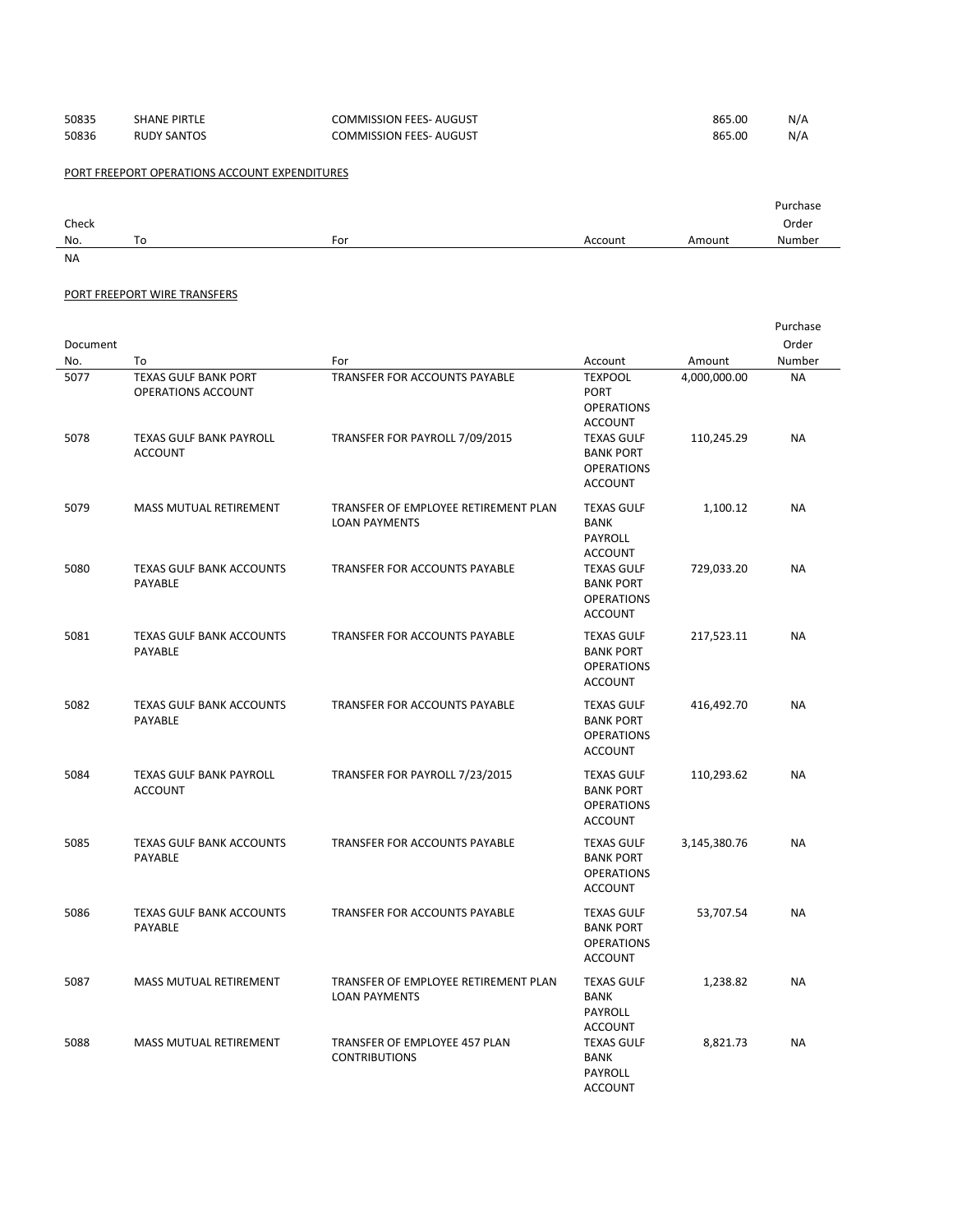| | | | | |
|---|---|---|---|---|
| 50835 | SHANE PIRTLE | COMMISSION FEES- AUGUST | 865.00 | N/A |
| 50836 | RUDY SANTOS | COMMISSION FEES- AUGUST | 865.00 | N/A |

PORT FREEPORT OPERATIONS ACCOUNT EXPENDITURES

| Check No. | To | For | Account | Amount | Purchase Order Number |
|---|---|---|---|---|---|
| NA | | | | | |

PORT FREEPORT WIRE TRANSFERS

| Document No. | To | For | Account | Amount | Purchase Order Number |
|---|---|---|---|---|---|
| 5077 | TEXAS GULF BANK PORT OPERATIONS ACCOUNT | TRANSFER FOR ACCOUNTS PAYABLE | TEXPOOL PORT OPERATIONS ACCOUNT | 4,000,000.00 | NA |
| 5078 | TEXAS GULF BANK PAYROLL ACCOUNT | TRANSFER FOR PAYROLL 7/09/2015 | TEXAS GULF BANK PORT OPERATIONS ACCOUNT | 110,245.29 | NA |
| 5079 | MASS MUTUAL RETIREMENT | TRANSFER OF EMPLOYEE RETIREMENT PLAN LOAN PAYMENTS | TEXAS GULF BANK PAYROLL ACCOUNT | 1,100.12 | NA |
| 5080 | TEXAS GULF BANK ACCOUNTS PAYABLE | TRANSFER FOR ACCOUNTS PAYABLE | TEXAS GULF BANK PORT OPERATIONS ACCOUNT | 729,033.20 | NA |
| 5081 | TEXAS GULF BANK ACCOUNTS PAYABLE | TRANSFER FOR ACCOUNTS PAYABLE | TEXAS GULF BANK PORT OPERATIONS ACCOUNT | 217,523.11 | NA |
| 5082 | TEXAS GULF BANK ACCOUNTS PAYABLE | TRANSFER FOR ACCOUNTS PAYABLE | TEXAS GULF BANK PORT OPERATIONS ACCOUNT | 416,492.70 | NA |
| 5084 | TEXAS GULF BANK PAYROLL ACCOUNT | TRANSFER FOR PAYROLL 7/23/2015 | TEXAS GULF BANK PORT OPERATIONS ACCOUNT | 110,293.62 | NA |
| 5085 | TEXAS GULF BANK ACCOUNTS PAYABLE | TRANSFER FOR ACCOUNTS PAYABLE | TEXAS GULF BANK PORT OPERATIONS ACCOUNT | 3,145,380.76 | NA |
| 5086 | TEXAS GULF BANK ACCOUNTS PAYABLE | TRANSFER FOR ACCOUNTS PAYABLE | TEXAS GULF BANK PORT OPERATIONS ACCOUNT | 53,707.54 | NA |
| 5087 | MASS MUTUAL RETIREMENT | TRANSFER OF EMPLOYEE RETIREMENT PLAN LOAN PAYMENTS | TEXAS GULF BANK PAYROLL ACCOUNT | 1,238.82 | NA |
| 5088 | MASS MUTUAL RETIREMENT | TRANSFER OF EMPLOYEE 457 PLAN CONTRIBUTIONS | TEXAS GULF BANK PAYROLL ACCOUNT | 8,821.73 | NA |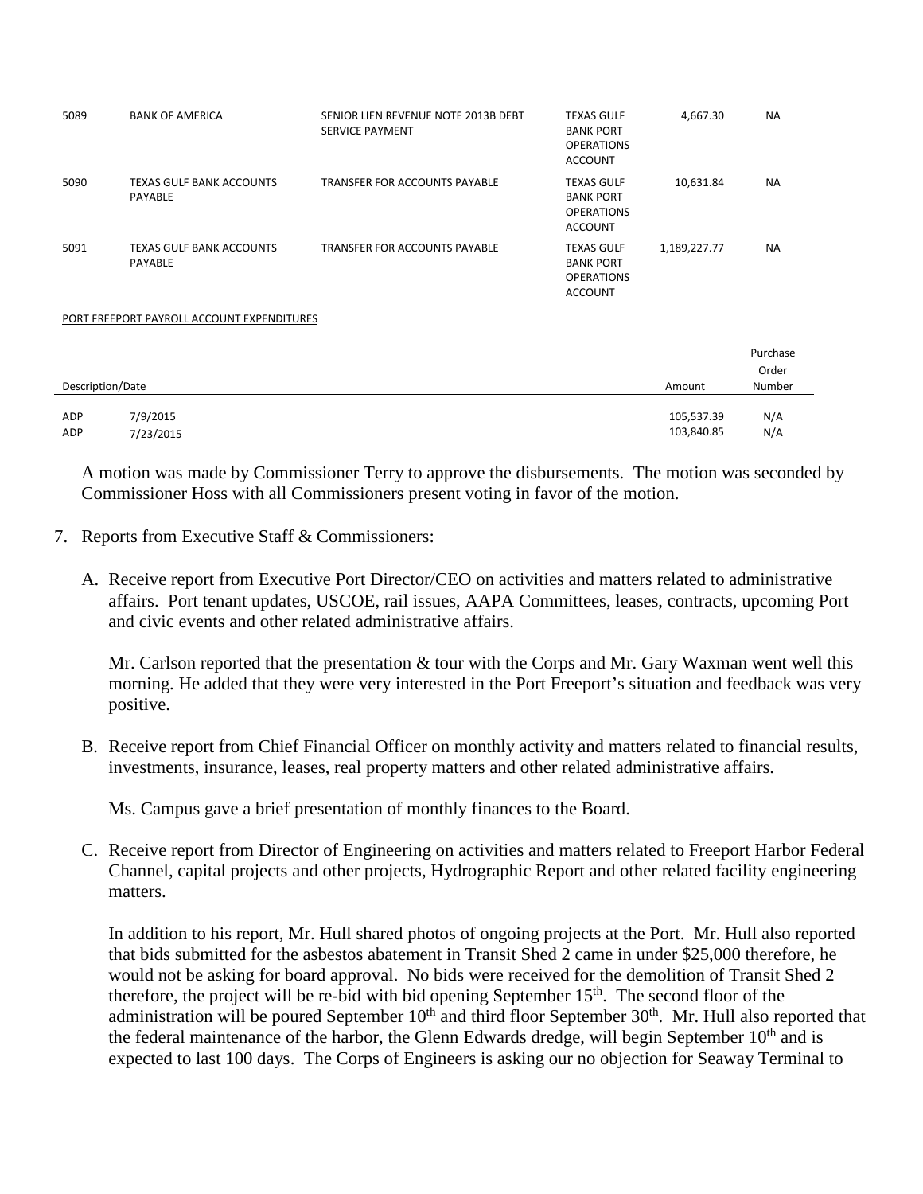| | | | | | |
|---|---|---|---|---|---|
| 5089 | BANK OF AMERICA | SENIOR LIEN REVENUE NOTE 2013B DEBT SERVICE PAYMENT | TEXAS GULF BANK PORT OPERATIONS ACCOUNT | 4,667.30 | NA |
| 5090 | TEXAS GULF BANK ACCOUNTS PAYABLE | TRANSFER FOR ACCOUNTS PAYABLE | TEXAS GULF BANK PORT OPERATIONS ACCOUNT | 10,631.84 | NA |
| 5091 | TEXAS GULF BANK ACCOUNTS PAYABLE | TRANSFER FOR ACCOUNTS PAYABLE | TEXAS GULF BANK PORT OPERATIONS ACCOUNT | 1,189,227.77 | NA |

PORT FREEPORT PAYROLL ACCOUNT EXPENDITURES

| Description/Date | | Amount | Purchase Order Number |
|---|---|---|---|
| ADP | 7/9/2015 | 105,537.39 | N/A |
| ADP | 7/23/2015 | 103,840.85 | N/A |

A motion was made by Commissioner Terry to approve the disbursements. The motion was seconded by Commissioner Hoss with all Commissioners present voting in favor of the motion.

7. Reports from Executive Staff & Commissioners:

   A. Receive report from Executive Port Director/CEO on activities and matters related to administrative affairs. Port tenant updates, USCOE, rail issues, AAPA Committees, leases, contracts, upcoming Port and civic events and other related administrative affairs.

      Mr. Carlson reported that the presentation & tour with the Corps and Mr. Gary Waxman went well this morning. He added that they were very interested in the Port Freeport's situation and feedback was very positive.

   B. Receive report from Chief Financial Officer on monthly activity and matters related to financial results, investments, insurance, leases, real property matters and other related administrative affairs.

      Ms. Campus gave a brief presentation of monthly finances to the Board.

   C. Receive report from Director of Engineering on activities and matters related to Freeport Harbor Federal Channel, capital projects and other projects, Hydrographic Report and other related facility engineering matters.

      In addition to his report, Mr. Hull shared photos of ongoing projects at the Port. Mr. Hull also reported that bids submitted for the asbestos abatement in Transit Shed 2 came in under $25,000 therefore, he would not be asking for board approval. No bids were received for the demolition of Transit Shed 2 therefore, the project will be re-bid with bid opening September 15th. The second floor of the administration will be poured September 10th and third floor September 30th. Mr. Hull also reported that the federal maintenance of the harbor, the Glenn Edwards dredge, will begin September 10th and is expected to last 100 days. The Corps of Engineers is asking our no objection for Seaway Terminal to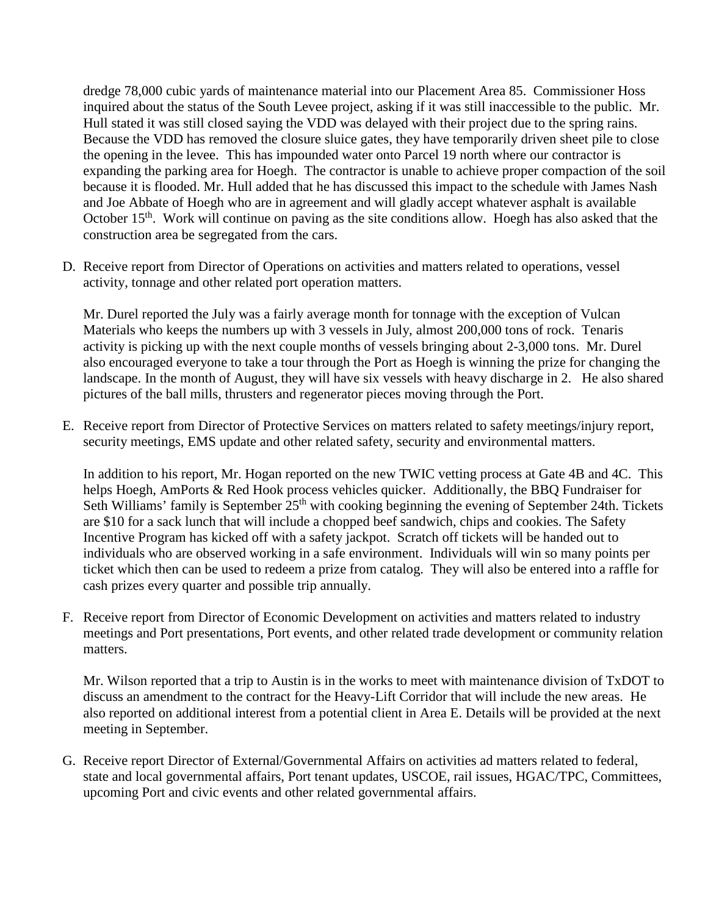dredge 78,000 cubic yards of maintenance material into our Placement Area 85. Commissioner Hoss inquired about the status of the South Levee project, asking if it was still inaccessible to the public. Mr. Hull stated it was still closed saying the VDD was delayed with their project due to the spring rains. Because the VDD has removed the closure sluice gates, they have temporarily driven sheet pile to close the opening in the levee. This has impounded water onto Parcel 19 north where our contractor is expanding the parking area for Hoegh. The contractor is unable to achieve proper compaction of the soil because it is flooded. Mr. Hull added that he has discussed this impact to the schedule with James Nash and Joe Abbate of Hoegh who are in agreement and will gladly accept whatever asphalt is available October 15th. Work will continue on paving as the site conditions allow. Hoegh has also asked that the construction area be segregated from the cars.

D. Receive report from Director of Operations on activities and matters related to operations, vessel activity, tonnage and other related port operation matters.

   Mr. Durel reported the July was a fairly average month for tonnage with the exception of Vulcan Materials who keeps the numbers up with 3 vessels in July, almost 200,000 tons of rock. Tenaris activity is picking up with the next couple months of vessels bringing about 2-3,000 tons. Mr. Durel also encouraged everyone to take a tour through the Port as Hoegh is winning the prize for changing the landscape. In the month of August, they will have six vessels with heavy discharge in 2. He also shared pictures of the ball mills, thrusters and regenerator pieces moving through the Port.

E. Receive report from Director of Protective Services on matters related to safety meetings/injury report, security meetings, EMS update and other related safety, security and environmental matters.

   In addition to his report, Mr. Hogan reported on the new TWIC vetting process at Gate 4B and 4C. This helps Hoegh, AmPorts & Red Hook process vehicles quicker. Additionally, the BBQ Fundraiser for Seth Williams' family is September 25th with cooking beginning the evening of September 24th. Tickets are $10 for a sack lunch that will include a chopped beef sandwich, chips and cookies. The Safety Incentive Program has kicked off with a safety jackpot. Scratch off tickets will be handed out to individuals who are observed working in a safe environment. Individuals will win so many points per ticket which then can be used to redeem a prize from catalog. They will also be entered into a raffle for cash prizes every quarter and possible trip annually.

F. Receive report from Director of Economic Development on activities and matters related to industry meetings and Port presentations, Port events, and other related trade development or community relation matters.

   Mr. Wilson reported that a trip to Austin is in the works to meet with maintenance division of TxDOT to discuss an amendment to the contract for the Heavy-Lift Corridor that will include the new areas. He also reported on additional interest from a potential client in Area E. Details will be provided at the next meeting in September.

G. Receive report Director of External/Governmental Affairs on activities ad matters related to federal, state and local governmental affairs, Port tenant updates, USCOE, rail issues, HGAC/TPC, Committees, upcoming Port and civic events and other related governmental affairs.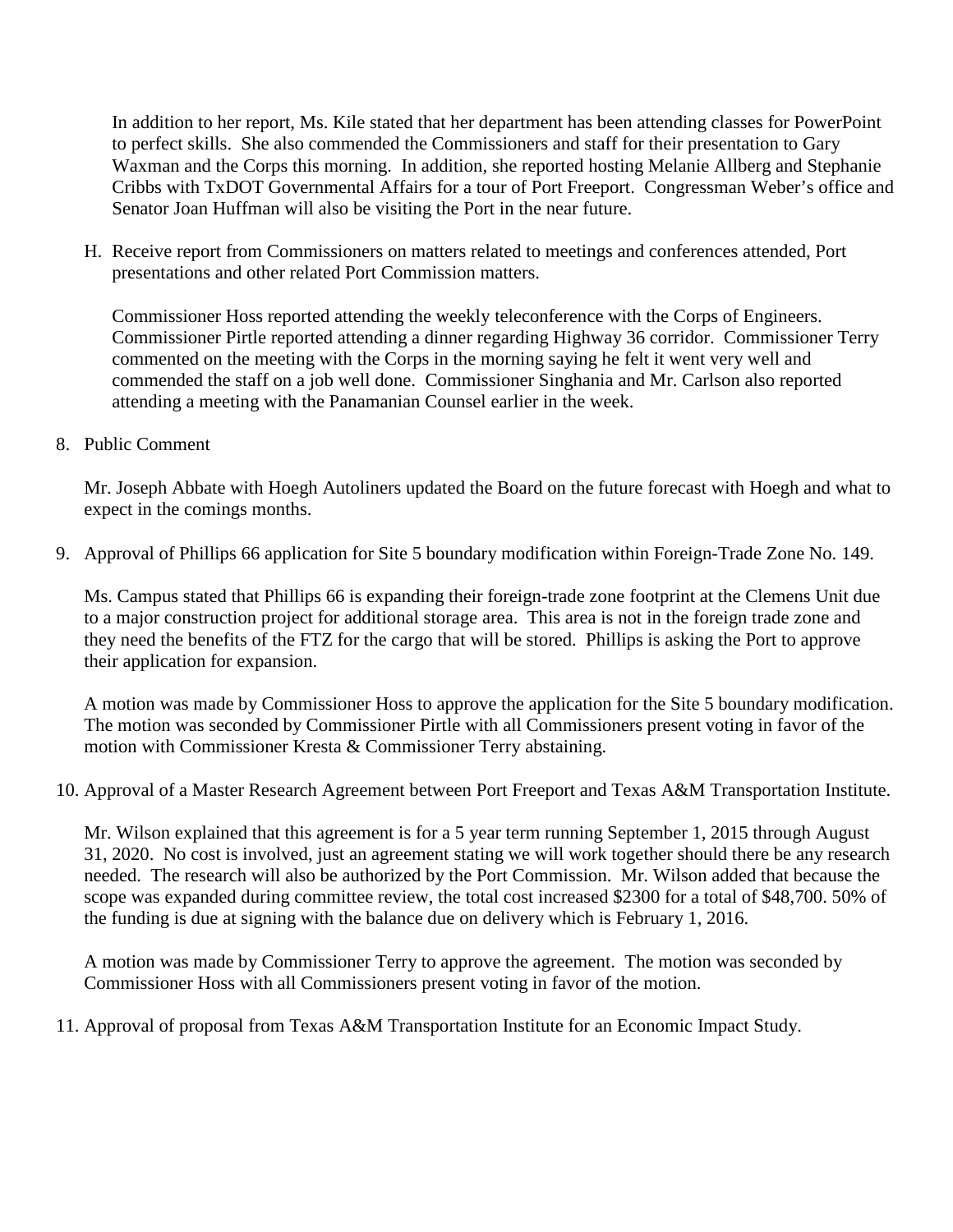In addition to her report, Ms. Kile stated that her department has been attending classes for PowerPoint to perfect skills. She also commended the Commissioners and staff for their presentation to Gary Waxman and the Corps this morning. In addition, she reported hosting Melanie Allberg and Stephanie Cribbs with TxDOT Governmental Affairs for a tour of Port Freeport. Congressman Weber's office and Senator Joan Huffman will also be visiting the Port in the near future.

H. Receive report from Commissioners on matters related to meetings and conferences attended, Port presentations and other related Port Commission matters.

   Commissioner Hoss reported attending the weekly teleconference with the Corps of Engineers. Commissioner Pirtle reported attending a dinner regarding Highway 36 corridor. Commissioner Terry commented on the meeting with the Corps in the morning saying he felt it went very well and commended the staff on a job well done. Commissioner Singhania and Mr. Carlson also reported attending a meeting with the Panamanian Counsel earlier in the week.

8. Public Comment

   Mr. Joseph Abbate with Hoegh Autoliners updated the Board on the future forecast with Hoegh and what to expect in the comings months.

9. Approval of Phillips 66 application for Site 5 boundary modification within Foreign-Trade Zone No. 149.

   Ms. Campus stated that Phillips 66 is expanding their foreign-trade zone footprint at the Clemens Unit due to a major construction project for additional storage area. This area is not in the foreign trade zone and they need the benefits of the FTZ for the cargo that will be stored. Phillips is asking the Port to approve their application for expansion.

   A motion was made by Commissioner Hoss to approve the application for the Site 5 boundary modification. The motion was seconded by Commissioner Pirtle with all Commissioners present voting in favor of the motion with Commissioner Kresta & Commissioner Terry abstaining.

10. Approval of a Master Research Agreement between Port Freeport and Texas A&M Transportation Institute.

    Mr. Wilson explained that this agreement is for a 5 year term running September 1, 2015 through August 31, 2020. No cost is involved, just an agreement stating we will work together should there be any research needed. The research will also be authorized by the Port Commission. Mr. Wilson added that because the scope was expanded during committee review, the total cost increased $2300 for a total of $48,700. 50% of the funding is due at signing with the balance due on delivery which is February 1, 2016.

    A motion was made by Commissioner Terry to approve the agreement. The motion was seconded by Commissioner Hoss with all Commissioners present voting in favor of the motion.

11. Approval of proposal from Texas A&M Transportation Institute for an Economic Impact Study.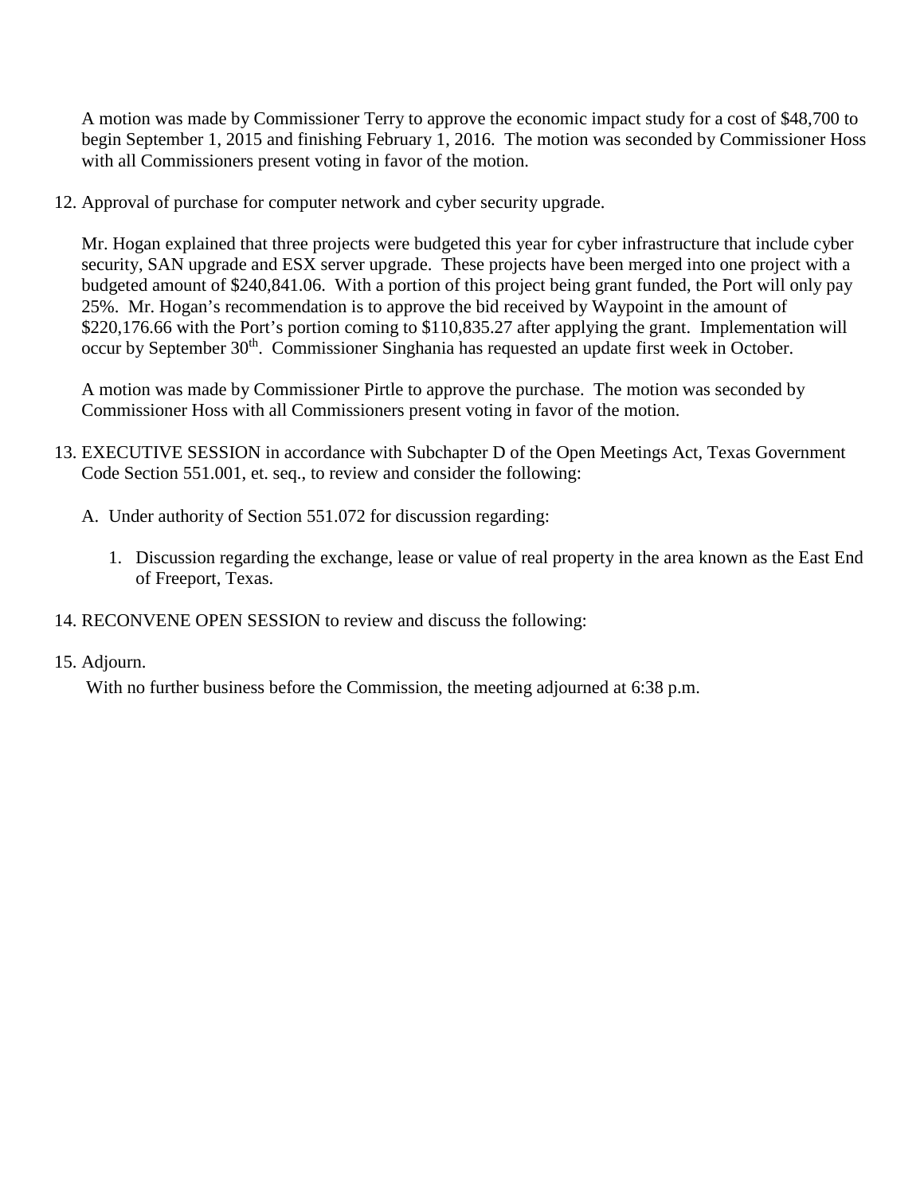A motion was made by Commissioner Terry to approve the economic impact study for a cost of $48,700 to begin September 1, 2015 and finishing February 1, 2016. The motion was seconded by Commissioner Hoss with all Commissioners present voting in favor of the motion.

12. Approval of purchase for computer network and cyber security upgrade.

    Mr. Hogan explained that three projects were budgeted this year for cyber infrastructure that include cyber security, SAN upgrade and ESX server upgrade. These projects have been merged into one project with a budgeted amount of $240,841.06. With a portion of this project being grant funded, the Port will only pay 25%. Mr. Hogan's recommendation is to approve the bid received by Waypoint in the amount of $220,176.66 with the Port's portion coming to $110,835.27 after applying the grant. Implementation will occur by September 30th. Commissioner Singhania has requested an update first week in October.

    A motion was made by Commissioner Pirtle to approve the purchase. The motion was seconded by Commissioner Hoss with all Commissioners present voting in favor of the motion.

13. EXECUTIVE SESSION in accordance with Subchapter D of the Open Meetings Act, Texas Government Code Section 551.001, et. seq., to review and consider the following:

    A. Under authority of Section 551.072 for discussion regarding:

        1. Discussion regarding the exchange, lease or value of real property in the area known as the East End of Freeport, Texas.

14. RECONVENE OPEN SESSION to review and discuss the following:

15. Adjourn.

    With no further business before the Commission, the meeting adjourned at 6:38 p.m.